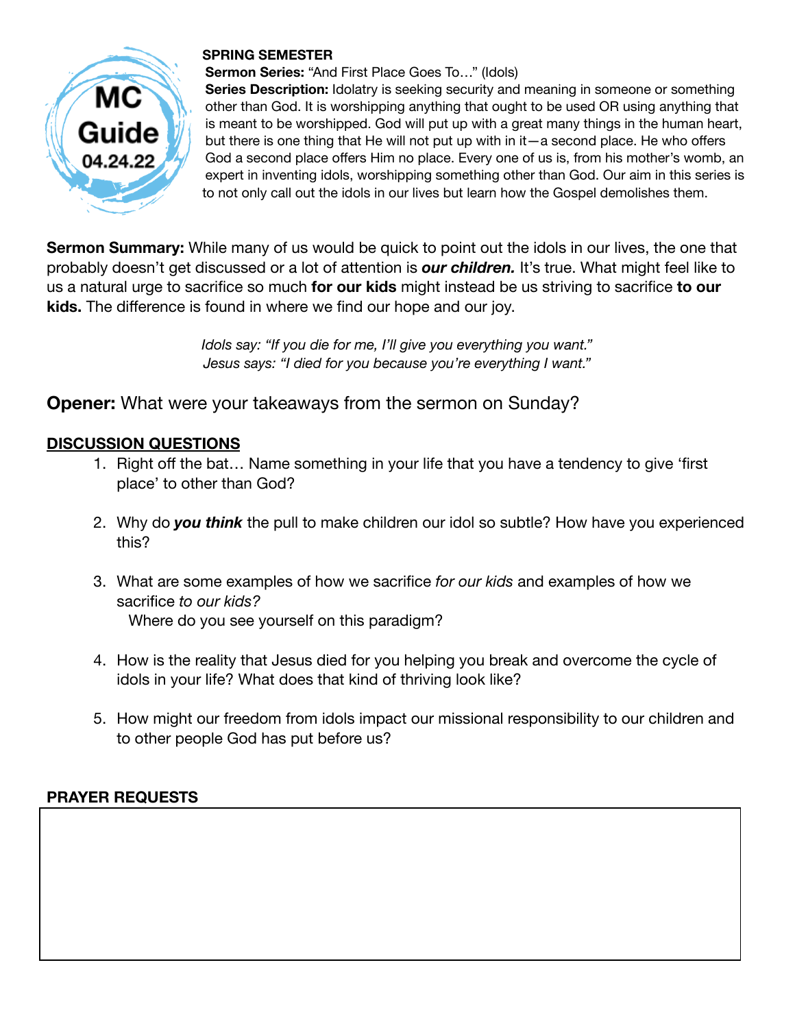MC Guide 04.24.22

**SPRING SEMESTER**

**Sermon Series:** "And First Place Goes To…" (Idols)

**Series Description:** Idolatry is seeking security and meaning in someone or something other than God. It is worshipping anything that ought to be used OR using anything that is meant to be worshipped. God will put up with a great many things in the human heart, but there is one thing that He will not put up with in it—a second place. He who offers God a second place offers Him no place. Every one of us is, from his mother's womb, an expert in inventing idols, worshipping something other than God. Our aim in this series is to not only call out the idols in our lives but learn how the Gospel demolishes them.

**Sermon Summary:** While many of us would be quick to point out the idols in our lives, the one that probably doesn't get discussed or a lot of attention is ***our children.*** It's true. What might feel like to us a natural urge to sacrifice so much **for our kids** might instead be us striving to sacrifice **to our kids.** The difference is found in where we find our hope and our joy.

*Idols say: "If you die for me, I'll give you everything you want."*
*Jesus says: "I died for you because you're everything I want."*

**Opener:** What were your takeaways from the sermon on Sunday?

## DISCUSSION QUESTIONS

1. Right off the bat… Name something in your life that you have a tendency to give 'first place' to other than God?
2. Why do ***you think*** the pull to make children our idol so subtle? How have you experienced this?
3. What are some examples of how we sacrifice *for our kids* and examples of how we sacrifice *to our kids?*
   Where do you see yourself on this paradigm?
4. How is the reality that Jesus died for you helping you break and overcome the cycle of idols in your life? What does that kind of thriving look like?
5. How might our freedom from idols impact our missional responsibility to our children and to other people God has put before us?

## PRAYER REQUESTS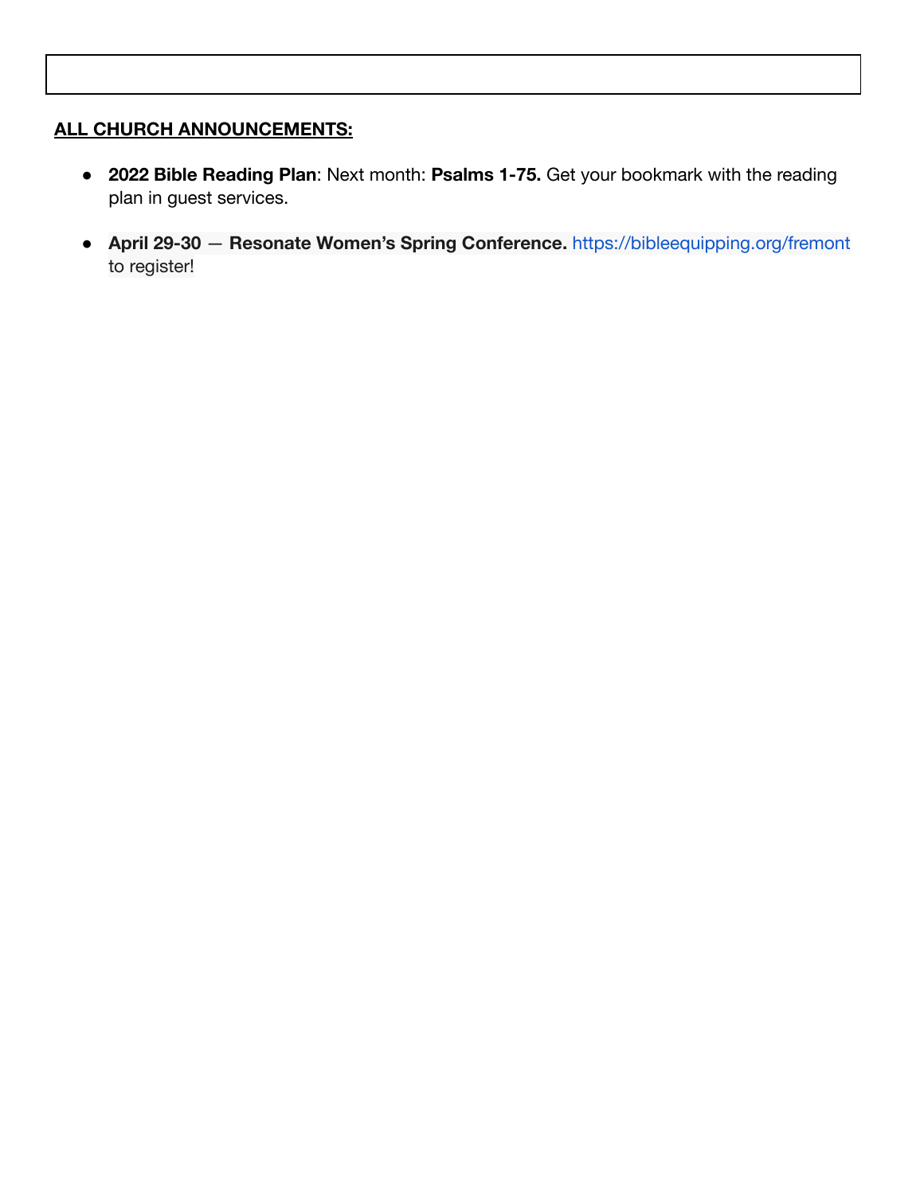**ALL CHURCH ANNOUNCEMENTS:**

- **2022 Bible Reading Plan**: Next month: **Psalms 1-75.** Get your bookmark with the reading plan in guest services.
- **April 29-30 — Resonate Women's Spring Conference.** https://bibleequipping.org/fremont to register!